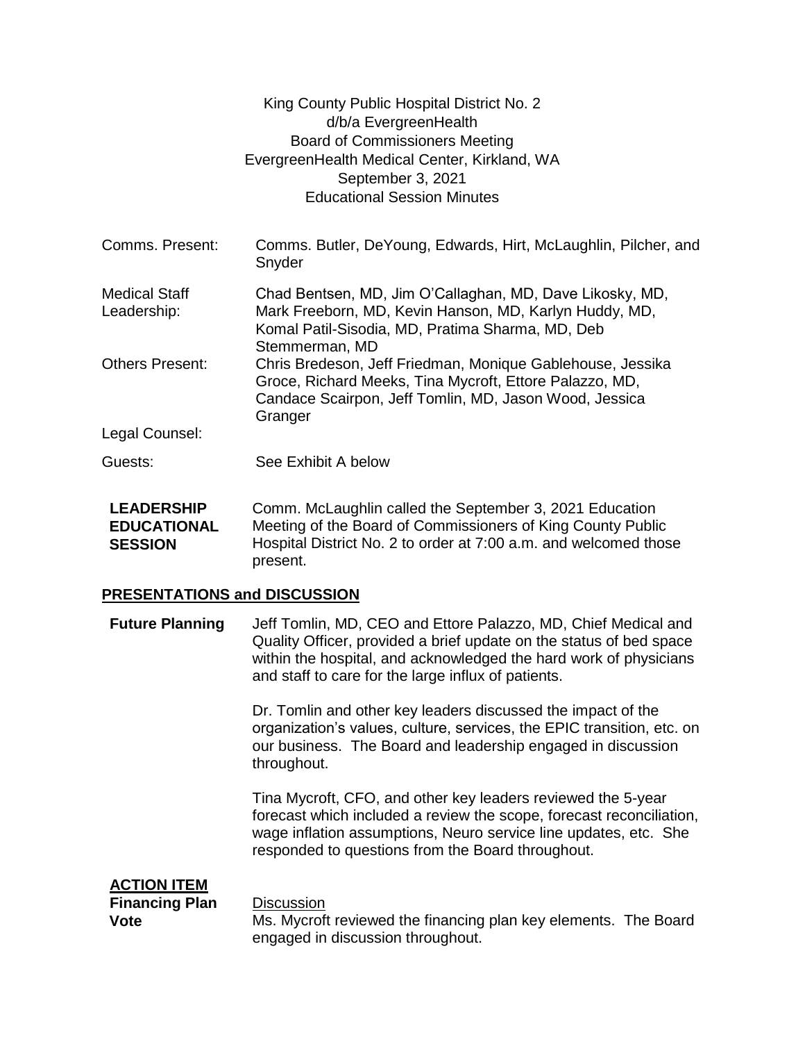King County Public Hospital District No. 2
d/b/a EvergreenHealth
Board of Commissioners Meeting
EvergreenHealth Medical Center, Kirkland, WA
September 3, 2021
Educational Session Minutes

| | |
|---|---|
| Comms. Present: | Comms. Butler, DeYoung, Edwards, Hirt, McLaughlin, Pilcher, and Snyder |
| Medical Staff Leadership: | Chad Bentsen, MD, Jim O'Callaghan, MD, Dave Likosky, MD, Mark Freeborn, MD, Kevin Hanson, MD, Karlyn Huddy, MD, Komal Patil-Sisodia, MD, Pratima Sharma, MD, Deb Stemmerman, MD |
| Others Present: | Chris Bredeson, Jeff Friedman, Monique Gablehouse, Jessika Groce, Richard Meeks, Tina Mycroft, Ettore Palazzo, MD, Candace Scairpon, Jeff Tomlin, MD, Jason Wood, Jessica Granger |
| Legal Counsel: | |
| Guests: | See Exhibit A below |

**LEADERSHIP EDUCATIONAL SESSION**

Comm. McLaughlin called the September 3, 2021 Education Meeting of the Board of Commissioners of King County Public Hospital District No. 2 to order at 7:00 a.m. and welcomed those present.

## PRESENTATIONS and DISCUSSION

**Future Planning**

Jeff Tomlin, MD, CEO and Ettore Palazzo, MD, Chief Medical and Quality Officer, provided a brief update on the status of bed space within the hospital, and acknowledged the hard work of physicians and staff to care for the large influx of patients.

Dr. Tomlin and other key leaders discussed the impact of the organization's values, culture, services, the EPIC transition, etc. on our business. The Board and leadership engaged in discussion throughout.

Tina Mycroft, CFO, and other key leaders reviewed the 5-year forecast which included a review the scope, forecast reconciliation, wage inflation assumptions, Neuro service line updates, etc. She responded to questions from the Board throughout.

## ACTION ITEM

**Financing Plan Vote**

Discussion
Ms. Mycroft reviewed the financing plan key elements. The Board engaged in discussion throughout.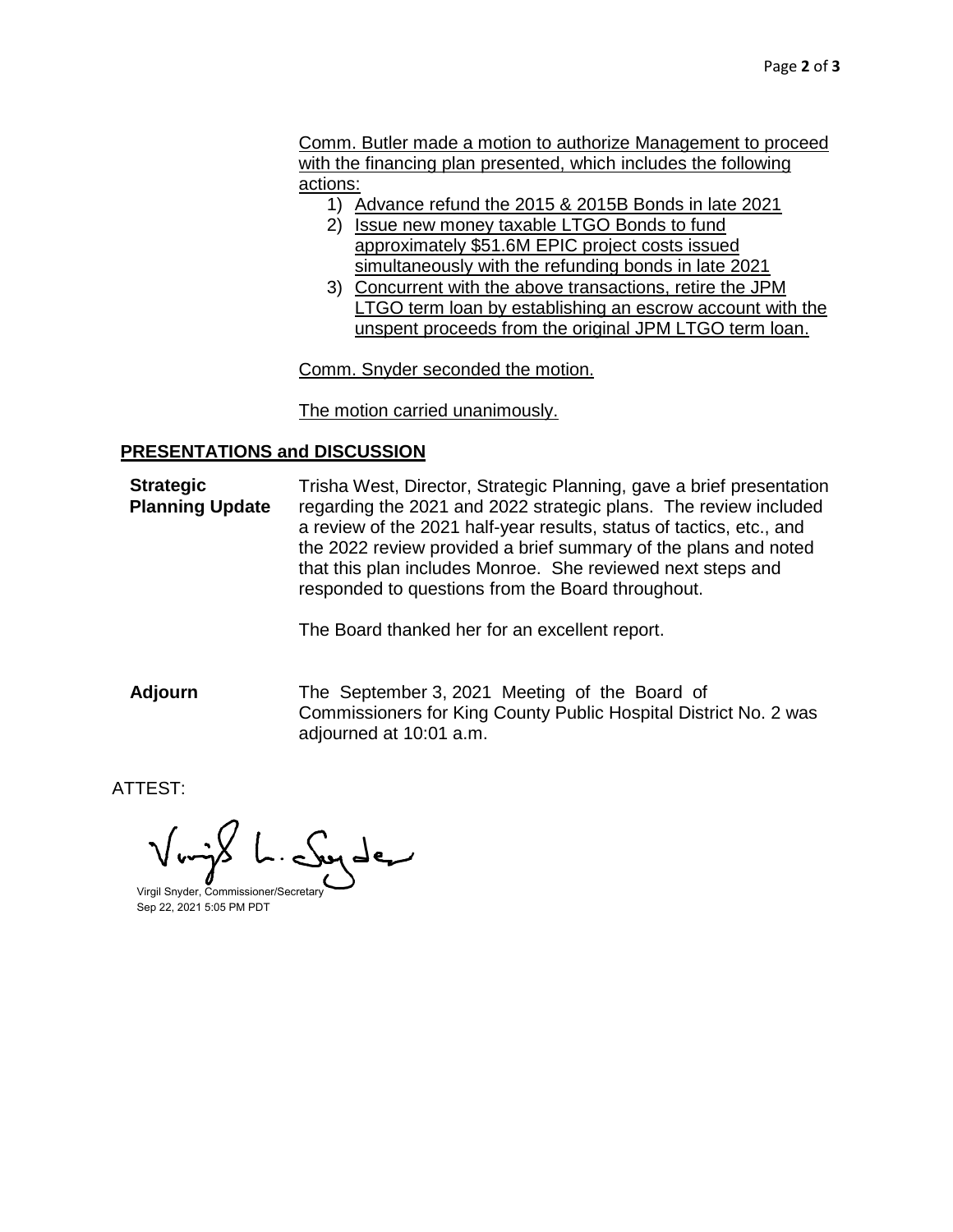Comm. Butler made a motion to authorize Management to proceed with the financing plan presented, which includes the following actions:

1) Advance refund the 2015 & 2015B Bonds in late 2021
2) Issue new money taxable LTGO Bonds to fund approximately $51.6M EPIC project costs issued simultaneously with the refunding bonds in late 2021
3) Concurrent with the above transactions, retire the JPM LTGO term loan by establishing an escrow account with the unspent proceeds from the original JPM LTGO term loan.

Comm. Snyder seconded the motion.

The motion carried unanimously.

## PRESENTATIONS and DISCUSSION

**Strategic Planning Update** Trisha West, Director, Strategic Planning, gave a brief presentation regarding the 2021 and 2022 strategic plans. The review included a review of the 2021 half-year results, status of tactics, etc., and the 2022 review provided a brief summary of the plans and noted that this plan includes Monroe. She reviewed next steps and responded to questions from the Board throughout.

The Board thanked her for an excellent report.

**Adjourn** The September 3, 2021 Meeting of the Board of Commissioners for King County Public Hospital District No. 2 was adjourned at 10:01 a.m.

ATTEST:

Virgil L. Snyder

Virgil Snyder, Commissioner/Secretary
Sep 22, 2021 5:05 PM PDT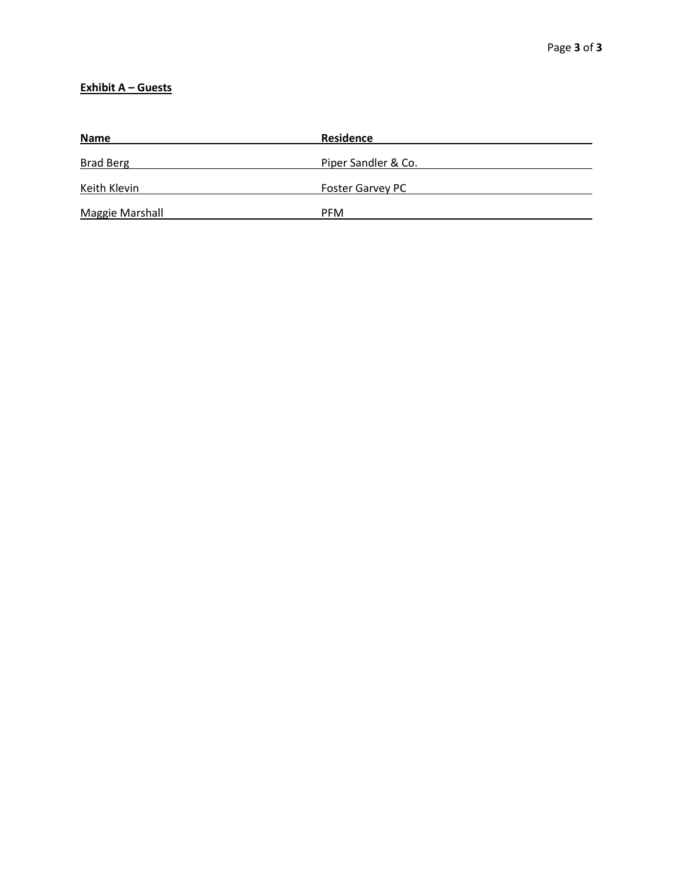**Exhibit A – Guests**

| Name | Residence |
|---|---|
| Brad Berg | Piper Sandler & Co. |
| Keith Klevin | Foster Garvey PC |
| Maggie Marshall | PFM |